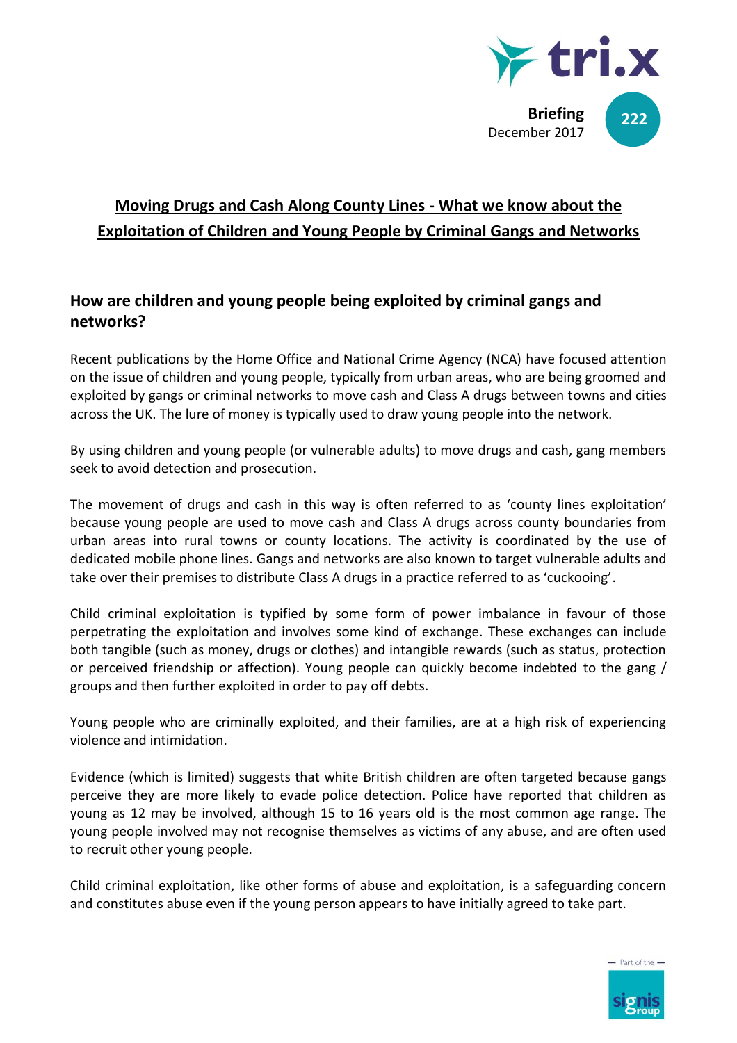tri.x

**Briefing** 222
December 2017

# Moving Drugs and Cash Along County Lines - What we know about the Exploitation of Children and Young People by Criminal Gangs and Networks

## How are children and young people being exploited by criminal gangs and networks?

Recent publications by the Home Office and National Crime Agency (NCA) have focused attention on the issue of children and young people, typically from urban areas, who are being groomed and exploited by gangs or criminal networks to move cash and Class A drugs between towns and cities across the UK. The lure of money is typically used to draw young people into the network.

By using children and young people (or vulnerable adults) to move drugs and cash, gang members seek to avoid detection and prosecution.

The movement of drugs and cash in this way is often referred to as 'county lines exploitation' because young people are used to move cash and Class A drugs across county boundaries from urban areas into rural towns or county locations. The activity is coordinated by the use of dedicated mobile phone lines. Gangs and networks are also known to target vulnerable adults and take over their premises to distribute Class A drugs in a practice referred to as 'cuckooing'.

Child criminal exploitation is typified by some form of power imbalance in favour of those perpetrating the exploitation and involves some kind of exchange. These exchanges can include both tangible (such as money, drugs or clothes) and intangible rewards (such as status, protection or perceived friendship or affection). Young people can quickly become indebted to the gang / groups and then further exploited in order to pay off debts.

Young people who are criminally exploited, and their families, are at a high risk of experiencing violence and intimidation.

Evidence (which is limited) suggests that white British children are often targeted because gangs perceive they are more likely to evade police detection. Police have reported that children as young as 12 may be involved, although 15 to 16 years old is the most common age range. The young people involved may not recognise themselves as victims of any abuse, and are often used to recruit other young people.

Child criminal exploitation, like other forms of abuse and exploitation, is a safeguarding concern and constitutes abuse even if the young person appears to have initially agreed to take part.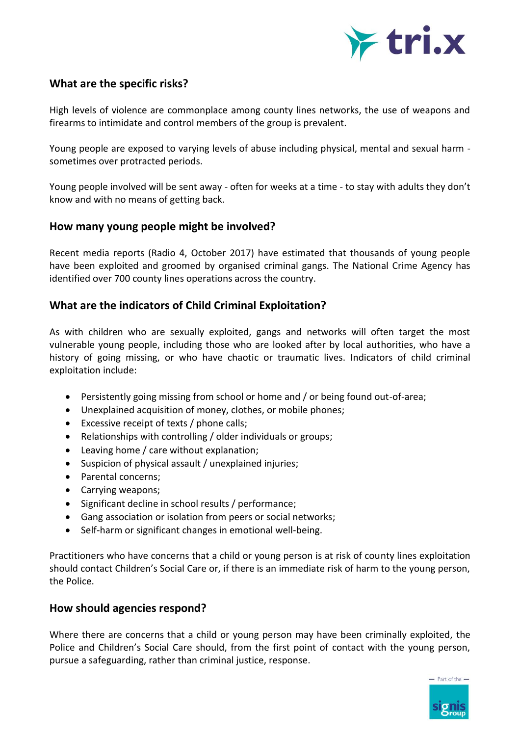## What are the specific risks?

High levels of violence are commonplace among county lines networks, the use of weapons and firearms to intimidate and control members of the group is prevalent.

Young people are exposed to varying levels of abuse including physical, mental and sexual harm - sometimes over protracted periods.

Young people involved will be sent away - often for weeks at a time - to stay with adults they don't know and with no means of getting back.

## How many young people might be involved?

Recent media reports (Radio 4, October 2017) have estimated that thousands of young people have been exploited and groomed by organised criminal gangs. The National Crime Agency has identified over 700 county lines operations across the country.

## What are the indicators of Child Criminal Exploitation?

As with children who are sexually exploited, gangs and networks will often target the most vulnerable young people, including those who are looked after by local authorities, who have a history of going missing, or who have chaotic or traumatic lives. Indicators of child criminal exploitation include:

- Persistently going missing from school or home and / or being found out-of-area;
- Unexplained acquisition of money, clothes, or mobile phones;
- Excessive receipt of texts / phone calls;
- Relationships with controlling / older individuals or groups;
- Leaving home / care without explanation;
- Suspicion of physical assault / unexplained injuries;
- Parental concerns;
- Carrying weapons;
- Significant decline in school results / performance;
- Gang association or isolation from peers or social networks;
- Self-harm or significant changes in emotional well-being.

Practitioners who have concerns that a child or young person is at risk of county lines exploitation should contact Children's Social Care or, if there is an immediate risk of harm to the young person, the Police.

## How should agencies respond?

Where there are concerns that a child or young person may have been criminally exploited, the Police and Children's Social Care should, from the first point of contact with the young person, pursue a safeguarding, rather than criminal justice, response.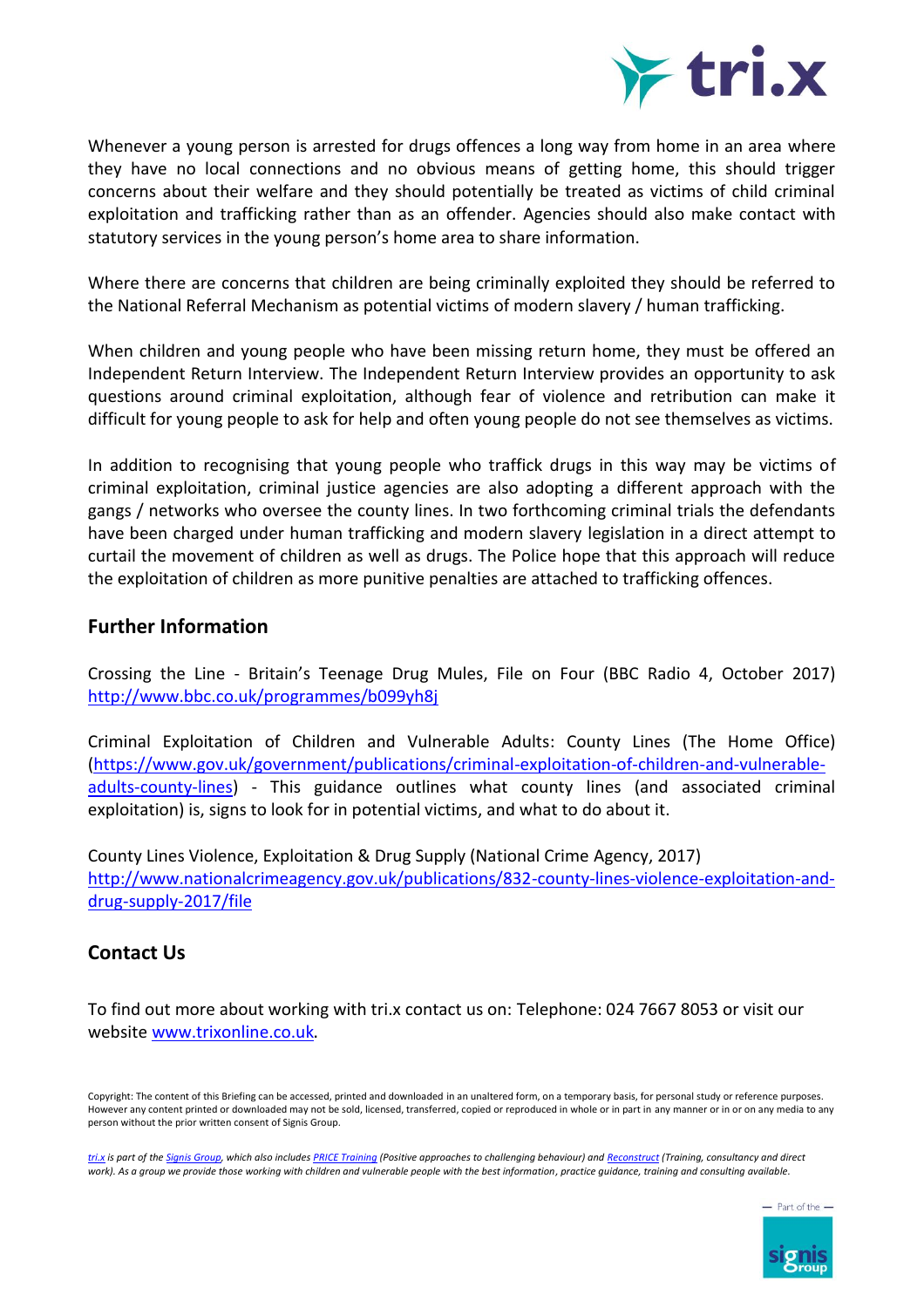Whenever a young person is arrested for drugs offences a long way from home in an area where they have no local connections and no obvious means of getting home, this should trigger concerns about their welfare and they should potentially be treated as victims of child criminal exploitation and trafficking rather than as an offender. Agencies should also make contact with statutory services in the young person's home area to share information.

Where there are concerns that children are being criminally exploited they should be referred to the National Referral Mechanism as potential victims of modern slavery / human trafficking.

When children and young people who have been missing return home, they must be offered an Independent Return Interview. The Independent Return Interview provides an opportunity to ask questions around criminal exploitation, although fear of violence and retribution can make it difficult for young people to ask for help and often young people do not see themselves as victims.

In addition to recognising that young people who traffick drugs in this way may be victims of criminal exploitation, criminal justice agencies are also adopting a different approach with the gangs / networks who oversee the county lines. In two forthcoming criminal trials the defendants have been charged under human trafficking and modern slavery legislation in a direct attempt to curtail the movement of children as well as drugs. The Police hope that this approach will reduce the exploitation of children as more punitive penalties are attached to trafficking offences.

## Further Information

Crossing the Line - Britain's Teenage Drug Mules, File on Four (BBC Radio 4, October 2017) [http://www.bbc.co.uk/programmes/b099yh8j](http://www.bbc.co.uk/programmes/b099yh8j)

Criminal Exploitation of Children and Vulnerable Adults: County Lines (The Home Office) ([https://www.gov.uk/government/publications/criminal-exploitation-of-children-and-vulnerable-adults-county-lines](https://www.gov.uk/government/publications/criminal-exploitation-of-children-and-vulnerable-adults-county-lines)) - This guidance outlines what county lines (and associated criminal exploitation) is, signs to look for in potential victims, and what to do about it.

County Lines Violence, Exploitation & Drug Supply (National Crime Agency, 2017) [http://www.nationalcrimeagency.gov.uk/publications/832-county-lines-violence-exploitation-and-drug-supply-2017/file](http://www.nationalcrimeagency.gov.uk/publications/832-county-lines-violence-exploitation-and-drug-supply-2017/file)

## Contact Us

To find out more about working with tri.x contact us on: Telephone: 024 7667 8053 or visit our website [www.trixonline.co.uk](http://www.trixonline.co.uk).

Copyright: The content of this Briefing can be accessed, printed and downloaded in an unaltered form, on a temporary basis, for personal study or reference purposes. However any content printed or downloaded may not be sold, licensed, transferred, copied or reproduced in whole or in part in any manner or in or on any media to any person without the prior written consent of Signis Group.

*tri.x is part of the Signis Group, which also includes PRICE Training (Positive approaches to challenging behaviour) and Reconstruct (Training, consultancy and direct work). As a group we provide those working with children and vulnerable people with the best information, practice guidance, training and consulting available.*